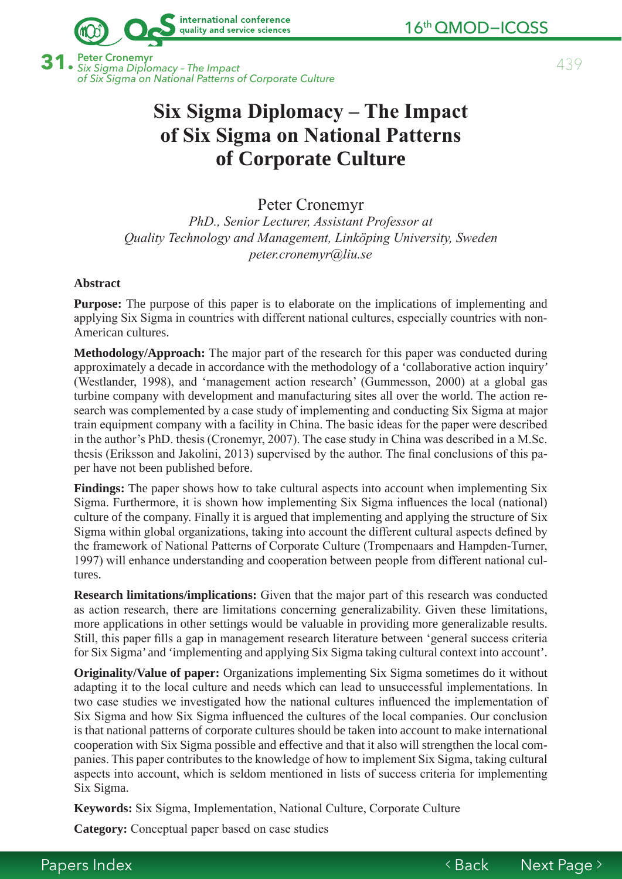# Six Sigma Diplomacy – The Impact of Six Sigma on National Patterns of Corporate Culture

Peter Cronemyr

*PhD., Senior Lecturer, Assistant Professor at*
*Quality Technology and Management, Linköping University, Sweden*
*peter.cronemyr@liu.se*

**Abstract**

**Purpose:** The purpose of this paper is to elaborate on the implications of implementing and applying Six Sigma in countries with different national cultures, especially countries with non-American cultures.

**Methodology/Approach:** The major part of the research for this paper was conducted during approximately a decade in accordance with the methodology of a 'collaborative action inquiry' (Westlander, 1998), and 'management action research' (Gummesson, 2000) at a global gas turbine company with development and manufacturing sites all over the world. The action research was complemented by a case study of implementing and conducting Six Sigma at major train equipment company with a facility in China. The basic ideas for the paper were described in the author's PhD. thesis (Cronemyr, 2007). The case study in China was described in a M.Sc. thesis (Eriksson and Jakolini, 2013) supervised by the author. The final conclusions of this paper have not been published before.

**Findings:** The paper shows how to take cultural aspects into account when implementing Six Sigma. Furthermore, it is shown how implementing Six Sigma influences the local (national) culture of the company. Finally it is argued that implementing and applying the structure of Six Sigma within global organizations, taking into account the different cultural aspects defined by the framework of National Patterns of Corporate Culture (Trompenaars and Hampden-Turner, 1997) will enhance understanding and cooperation between people from different national cultures.

**Research limitations/implications:** Given that the major part of this research was conducted as action research, there are limitations concerning generalizability. Given these limitations, more applications in other settings would be valuable in providing more generalizable results. Still, this paper fills a gap in management research literature between 'general success criteria for Six Sigma' and 'implementing and applying Six Sigma taking cultural context into account'.

**Originality/Value of paper:** Organizations implementing Six Sigma sometimes do it without adapting it to the local culture and needs which can lead to unsuccessful implementations. In two case studies we investigated how the national cultures influenced the implementation of Six Sigma and how Six Sigma influenced the cultures of the local companies. Our conclusion is that national patterns of corporate cultures should be taken into account to make international cooperation with Six Sigma possible and effective and that it also will strengthen the local companies. This paper contributes to the knowledge of how to implement Six Sigma, taking cultural aspects into account, which is seldom mentioned in lists of success criteria for implementing Six Sigma.

**Keywords:** Six Sigma, Implementation, National Culture, Corporate Culture

**Category:** Conceptual paper based on case studies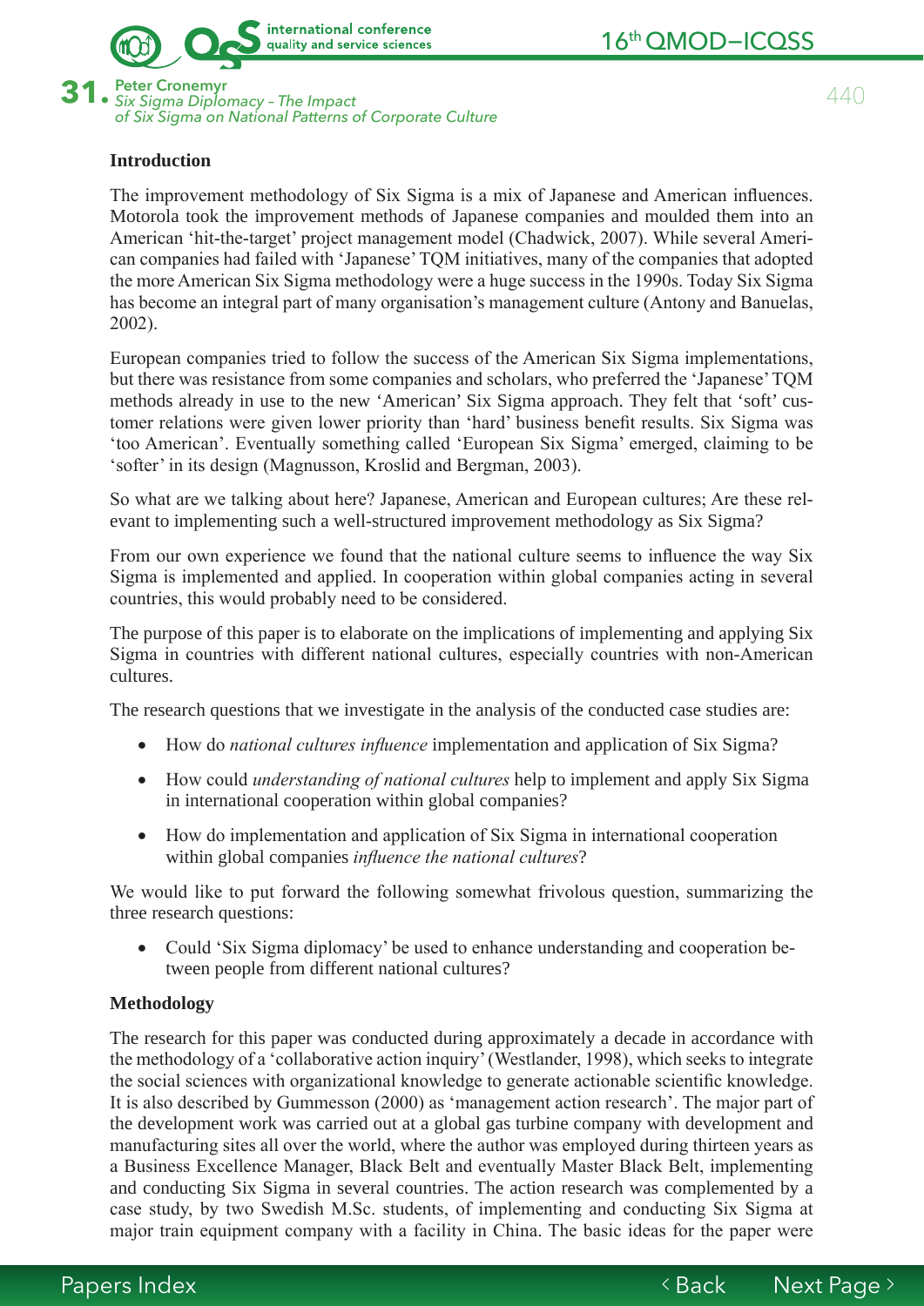**Introduction**

The improvement methodology of Six Sigma is a mix of Japanese and American influences. Motorola took the improvement methods of Japanese companies and moulded them into an American 'hit-the-target' project management model (Chadwick, 2007). While several American companies had failed with 'Japanese' TQM initiatives, many of the companies that adopted the more American Six Sigma methodology were a huge success in the 1990s. Today Six Sigma has become an integral part of many organisation's management culture (Antony and Banuelas, 2002).

European companies tried to follow the success of the American Six Sigma implementations, but there was resistance from some companies and scholars, who preferred the 'Japanese' TQM methods already in use to the new 'American' Six Sigma approach. They felt that 'soft' customer relations were given lower priority than 'hard' business benefit results. Six Sigma was 'too American'. Eventually something called 'European Six Sigma' emerged, claiming to be 'softer' in its design (Magnusson, Kroslid and Bergman, 2003).

So what are we talking about here? Japanese, American and European cultures; Are these relevant to implementing such a well-structured improvement methodology as Six Sigma?

From our own experience we found that the national culture seems to influence the way Six Sigma is implemented and applied. In cooperation within global companies acting in several countries, this would probably need to be considered.

The purpose of this paper is to elaborate on the implications of implementing and applying Six Sigma in countries with different national cultures, especially countries with non-American cultures.

The research questions that we investigate in the analysis of the conducted case studies are:

- How do *national cultures influence* implementation and application of Six Sigma?
- How could *understanding of national cultures* help to implement and apply Six Sigma in international cooperation within global companies?
- How do implementation and application of Six Sigma in international cooperation within global companies *influence the national cultures*?

We would like to put forward the following somewhat frivolous question, summarizing the three research questions:

- Could 'Six Sigma diplomacy' be used to enhance understanding and cooperation between people from different national cultures?

**Methodology**

The research for this paper was conducted during approximately a decade in accordance with the methodology of a 'collaborative action inquiry' (Westlander, 1998), which seeks to integrate the social sciences with organizational knowledge to generate actionable scientific knowledge. It is also described by Gummesson (2000) as 'management action research'. The major part of the development work was carried out at a global gas turbine company with development and manufacturing sites all over the world, where the author was employed during thirteen years as a Business Excellence Manager, Black Belt and eventually Master Black Belt, implementing and conducting Six Sigma in several countries. The action research was complemented by a case study, by two Swedish M.Sc. students, of implementing and conducting Six Sigma at major train equipment company with a facility in China. The basic ideas for the paper were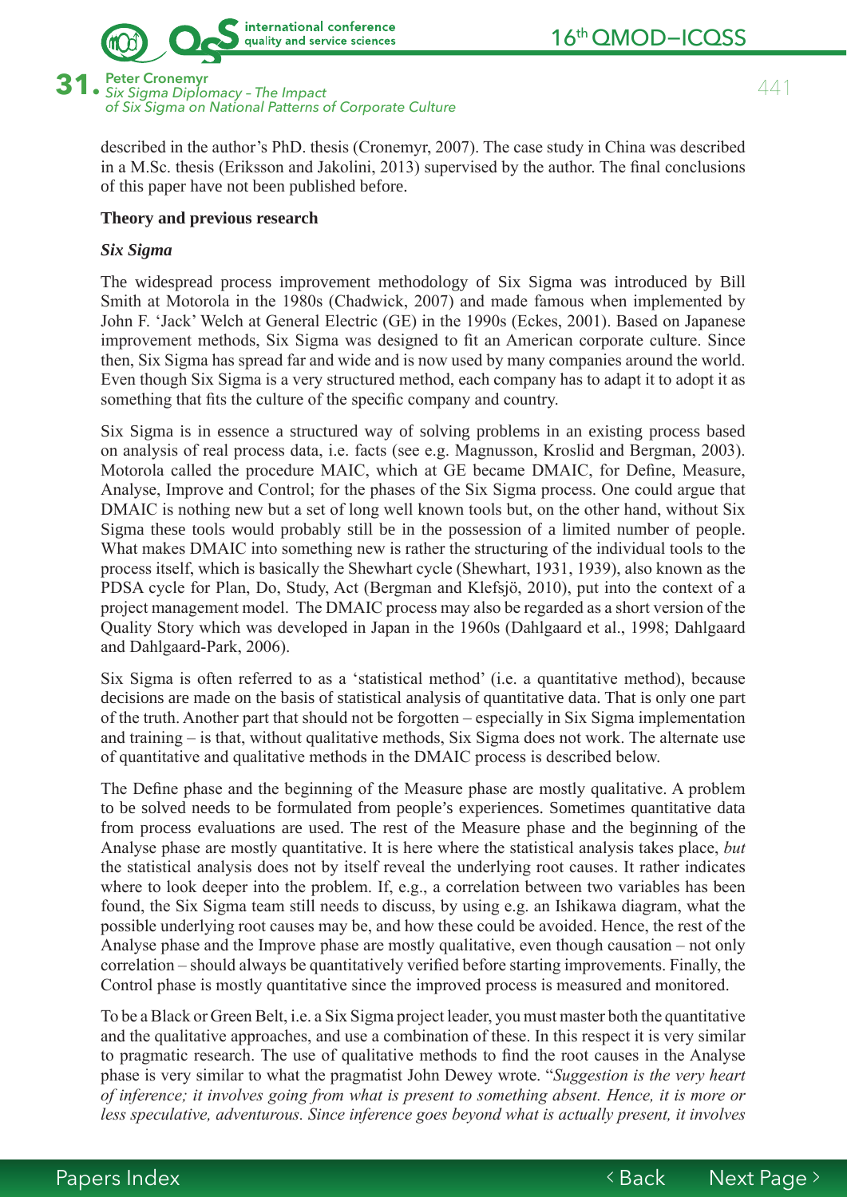described in the author's PhD. thesis (Cronemyr, 2007). The case study in China was described in a M.Sc. thesis (Eriksson and Jakolini, 2013) supervised by the author. The final conclusions of this paper have not been published before.

## Theory and previous research

### *Six Sigma*

The widespread process improvement methodology of Six Sigma was introduced by Bill Smith at Motorola in the 1980s (Chadwick, 2007) and made famous when implemented by John F. 'Jack' Welch at General Electric (GE) in the 1990s (Eckes, 2001). Based on Japanese improvement methods, Six Sigma was designed to fit an American corporate culture. Since then, Six Sigma has spread far and wide and is now used by many companies around the world. Even though Six Sigma is a very structured method, each company has to adapt it to adopt it as something that fits the culture of the specific company and country.

Six Sigma is in essence a structured way of solving problems in an existing process based on analysis of real process data, i.e. facts (see e.g. Magnusson, Kroslid and Bergman, 2003). Motorola called the procedure MAIC, which at GE became DMAIC, for Define, Measure, Analyse, Improve and Control; for the phases of the Six Sigma process. One could argue that DMAIC is nothing new but a set of long well known tools but, on the other hand, without Six Sigma these tools would probably still be in the possession of a limited number of people. What makes DMAIC into something new is rather the structuring of the individual tools to the process itself, which is basically the Shewhart cycle (Shewhart, 1931, 1939), also known as the PDSA cycle for Plan, Do, Study, Act (Bergman and Klefsjö, 2010), put into the context of a project management model. The DMAIC process may also be regarded as a short version of the Quality Story which was developed in Japan in the 1960s (Dahlgaard et al., 1998; Dahlgaard and Dahlgaard-Park, 2006).

Six Sigma is often referred to as a 'statistical method' (i.e. a quantitative method), because decisions are made on the basis of statistical analysis of quantitative data. That is only one part of the truth. Another part that should not be forgotten – especially in Six Sigma implementation and training – is that, without qualitative methods, Six Sigma does not work. The alternate use of quantitative and qualitative methods in the DMAIC process is described below.

The Define phase and the beginning of the Measure phase are mostly qualitative. A problem to be solved needs to be formulated from people's experiences. Sometimes quantitative data from process evaluations are used. The rest of the Measure phase and the beginning of the Analyse phase are mostly quantitative. It is here where the statistical analysis takes place, *but* the statistical analysis does not by itself reveal the underlying root causes. It rather indicates where to look deeper into the problem. If, e.g., a correlation between two variables has been found, the Six Sigma team still needs to discuss, by using e.g. an Ishikawa diagram, what the possible underlying root causes may be, and how these could be avoided. Hence, the rest of the Analyse phase and the Improve phase are mostly qualitative, even though causation – not only correlation – should always be quantitatively verified before starting improvements. Finally, the Control phase is mostly quantitative since the improved process is measured and monitored.

To be a Black or Green Belt, i.e. a Six Sigma project leader, you must master both the quantitative and the qualitative approaches, and use a combination of these. In this respect it is very similar to pragmatic research. The use of qualitative methods to find the root causes in the Analyse phase is very similar to what the pragmatist John Dewey wrote. "*Suggestion is the very heart of inference; it involves going from what is present to something absent. Hence, it is more or less speculative, adventurous. Since inference goes beyond what is actually present, it involves*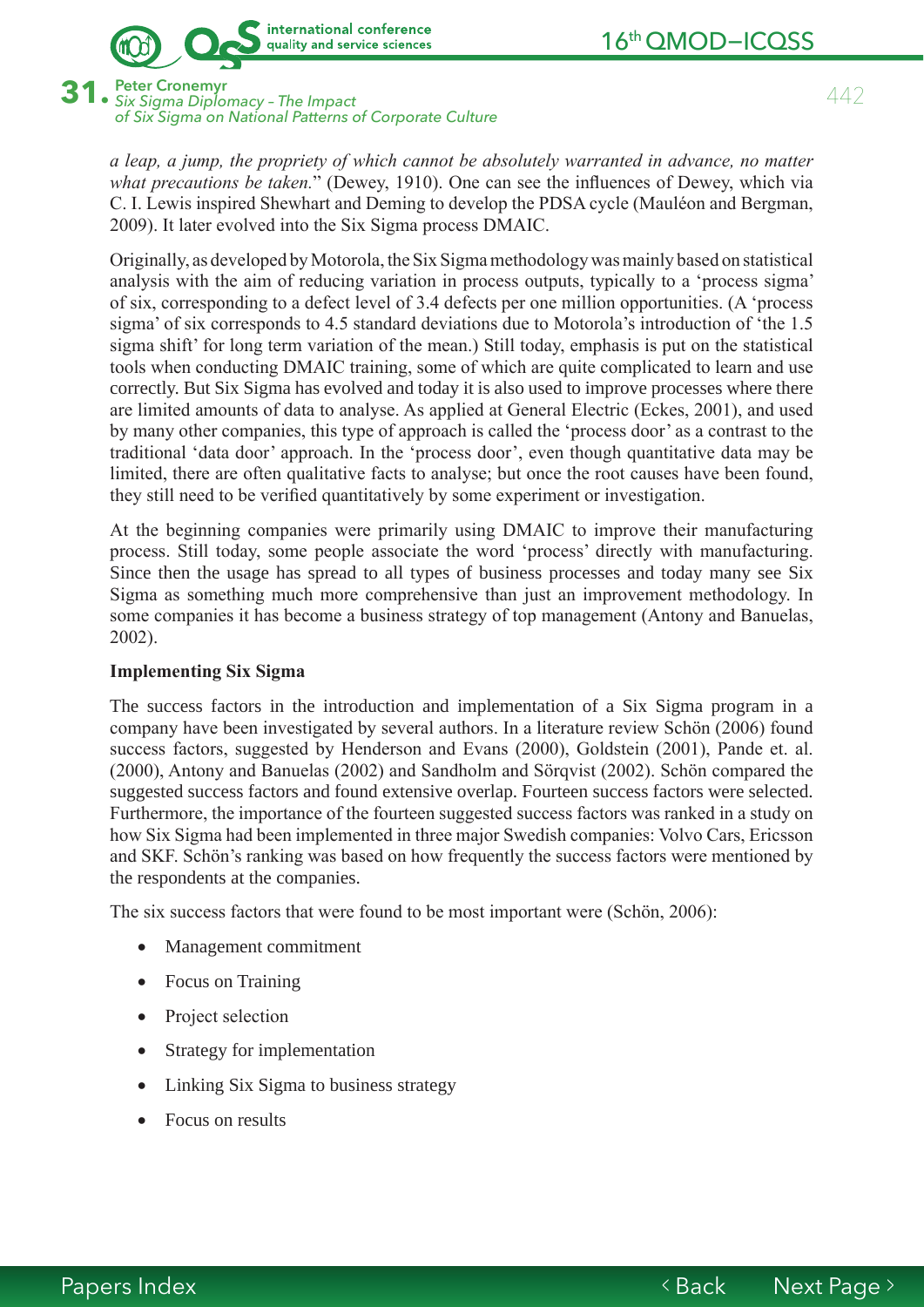*a leap, a jump, the propriety of which cannot be absolutely warranted in advance, no matter what precautions be taken.*" (Dewey, 1910). One can see the influences of Dewey, which via C. I. Lewis inspired Shewhart and Deming to develop the PDSA cycle (Mauléon and Bergman, 2009). It later evolved into the Six Sigma process DMAIC.

Originally, as developed by Motorola, the Six Sigma methodology was mainly based on statistical analysis with the aim of reducing variation in process outputs, typically to a 'process sigma' of six, corresponding to a defect level of 3.4 defects per one million opportunities. (A 'process sigma' of six corresponds to 4.5 standard deviations due to Motorola's introduction of 'the 1.5 sigma shift' for long term variation of the mean.) Still today, emphasis is put on the statistical tools when conducting DMAIC training, some of which are quite complicated to learn and use correctly. But Six Sigma has evolved and today it is also used to improve processes where there are limited amounts of data to analyse. As applied at General Electric (Eckes, 2001), and used by many other companies, this type of approach is called the 'process door' as a contrast to the traditional 'data door' approach. In the 'process door', even though quantitative data may be limited, there are often qualitative facts to analyse; but once the root causes have been found, they still need to be verified quantitatively by some experiment or investigation.

At the beginning companies were primarily using DMAIC to improve their manufacturing process. Still today, some people associate the word 'process' directly with manufacturing. Since then the usage has spread to all types of business processes and today many see Six Sigma as something much more comprehensive than just an improvement methodology. In some companies it has become a business strategy of top management (Antony and Banuelas, 2002).

**Implementing Six Sigma**

The success factors in the introduction and implementation of a Six Sigma program in a company have been investigated by several authors. In a literature review Schön (2006) found success factors, suggested by Henderson and Evans (2000), Goldstein (2001), Pande et. al. (2000), Antony and Banuelas (2002) and Sandholm and Sörqvist (2002). Schön compared the suggested success factors and found extensive overlap. Fourteen success factors were selected. Furthermore, the importance of the fourteen suggested success factors was ranked in a study on how Six Sigma had been implemented in three major Swedish companies: Volvo Cars, Ericsson and SKF. Schön's ranking was based on how frequently the success factors were mentioned by the respondents at the companies.

The six success factors that were found to be most important were (Schön, 2006):

- Management commitment
- Focus on Training
- Project selection
- Strategy for implementation
- Linking Six Sigma to business strategy
- Focus on results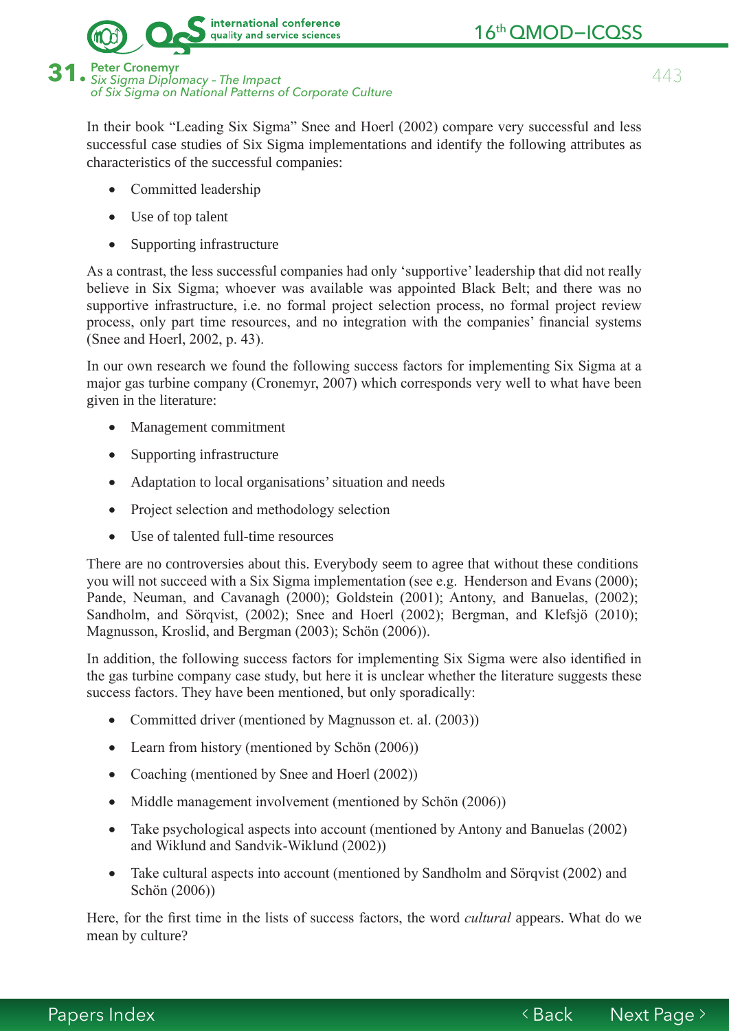In their book "Leading Six Sigma" Snee and Hoerl (2002) compare very successful and less successful case studies of Six Sigma implementations and identify the following attributes as characteristics of the successful companies:

- Committed leadership
- Use of top talent
- Supporting infrastructure

As a contrast, the less successful companies had only 'supportive' leadership that did not really believe in Six Sigma; whoever was available was appointed Black Belt; and there was no supportive infrastructure, i.e. no formal project selection process, no formal project review process, only part time resources, and no integration with the companies' financial systems (Snee and Hoerl, 2002, p. 43).

In our own research we found the following success factors for implementing Six Sigma at a major gas turbine company (Cronemyr, 2007) which corresponds very well to what have been given in the literature:

- Management commitment
- Supporting infrastructure
- Adaptation to local organisations' situation and needs
- Project selection and methodology selection
- Use of talented full-time resources

There are no controversies about this. Everybody seem to agree that without these conditions you will not succeed with a Six Sigma implementation (see e.g. Henderson and Evans (2000); Pande, Neuman, and Cavanagh (2000); Goldstein (2001); Antony, and Banuelas, (2002); Sandholm, and Sörqvist, (2002); Snee and Hoerl (2002); Bergman, and Klefsjö (2010); Magnusson, Kroslid, and Bergman (2003); Schön (2006)).

In addition, the following success factors for implementing Six Sigma were also identified in the gas turbine company case study, but here it is unclear whether the literature suggests these success factors. They have been mentioned, but only sporadically:

- Committed driver (mentioned by Magnusson et. al. (2003))
- Learn from history (mentioned by Schön (2006))
- Coaching (mentioned by Snee and Hoerl (2002))
- Middle management involvement (mentioned by Schön (2006))
- Take psychological aspects into account (mentioned by Antony and Banuelas (2002) and Wiklund and Sandvik-Wiklund (2002))
- Take cultural aspects into account (mentioned by Sandholm and Sörqvist (2002) and Schön (2006))

Here, for the first time in the lists of success factors, the word *cultural* appears. What do we mean by culture?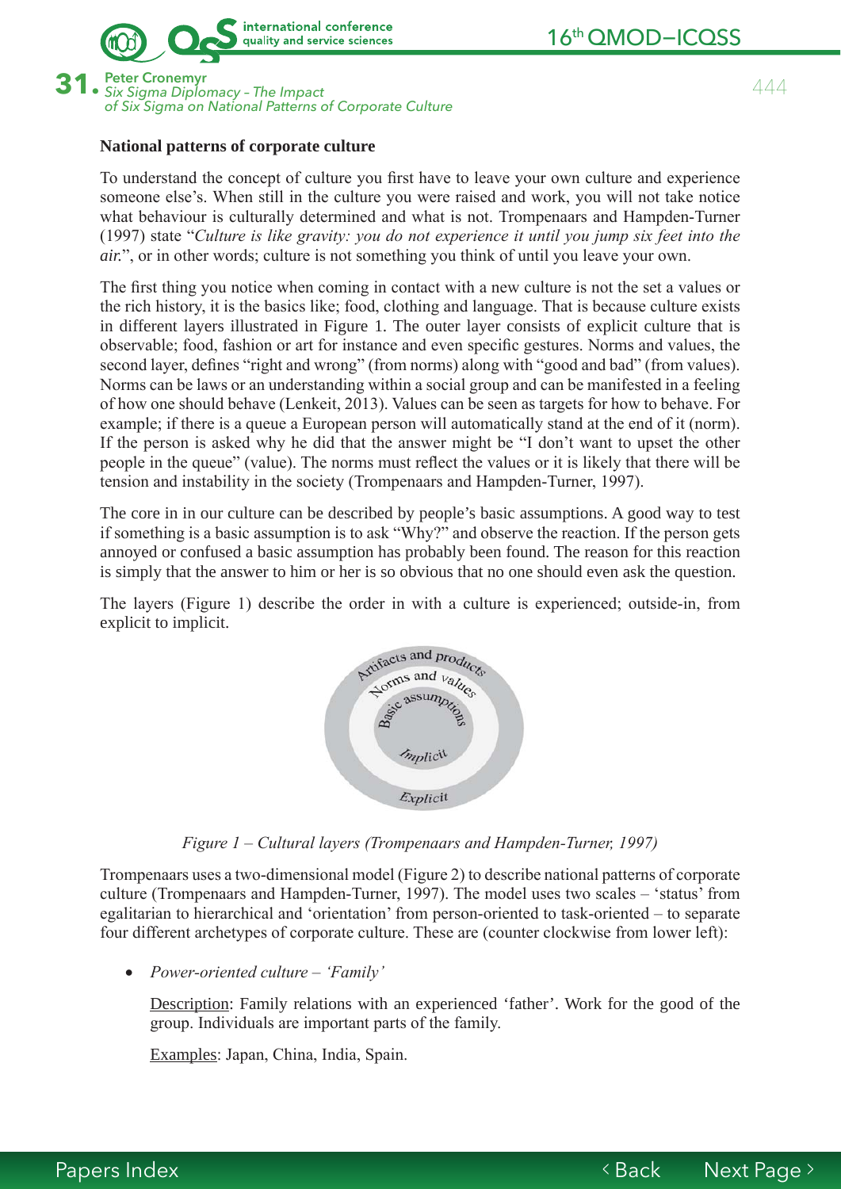**National patterns of corporate culture**

To understand the concept of culture you first have to leave your own culture and experience someone else's. When still in the culture you were raised and work, you will not take notice what behaviour is culturally determined and what is not. Trompenaars and Hampden-Turner (1997) state "*Culture is like gravity: you do not experience it until you jump six feet into the air.*", or in other words; culture is not something you think of until you leave your own.

The first thing you notice when coming in contact with a new culture is not the set a values or the rich history, it is the basics like; food, clothing and language. That is because culture exists in different layers illustrated in Figure 1. The outer layer consists of explicit culture that is observable; food, fashion or art for instance and even specific gestures. Norms and values, the second layer, defines "right and wrong" (from norms) along with "good and bad" (from values). Norms can be laws or an understanding within a social group and can be manifested in a feeling of how one should behave (Lenkeit, 2013). Values can be seen as targets for how to behave. For example; if there is a queue a European person will automatically stand at the end of it (norm). If the person is asked why he did that the answer might be "I don't want to upset the other people in the queue" (value). The norms must reflect the values or it is likely that there will be tension and instability in the society (Trompenaars and Hampden-Turner, 1997).

The core in in our culture can be described by people's basic assumptions. A good way to test if something is a basic assumption is to ask "Why?" and observe the reaction. If the person gets annoyed or confused a basic assumption has probably been found. The reason for this reaction is simply that the answer to him or her is so obvious that no one should even ask the question.

The layers (Figure 1) describe the order in with a culture is experienced; outside-in, from explicit to implicit.

Artifacts and products
Norms and values
Basic assumptions
Implicit
Explicit

*Figure 1 – Cultural layers (Trompenaars and Hampden-Turner, 1997)*

Trompenaars uses a two-dimensional model (Figure 2) to describe national patterns of corporate culture (Trompenaars and Hampden-Turner, 1997). The model uses two scales – 'status' from egalitarian to hierarchical and 'orientation' from person-oriented to task-oriented – to separate four different archetypes of corporate culture. These are (counter clockwise from lower left):

- *Power-oriented culture – 'Family'*

  Description: Family relations with an experienced 'father'. Work for the good of the group. Individuals are important parts of the family.

  Examples: Japan, China, India, Spain.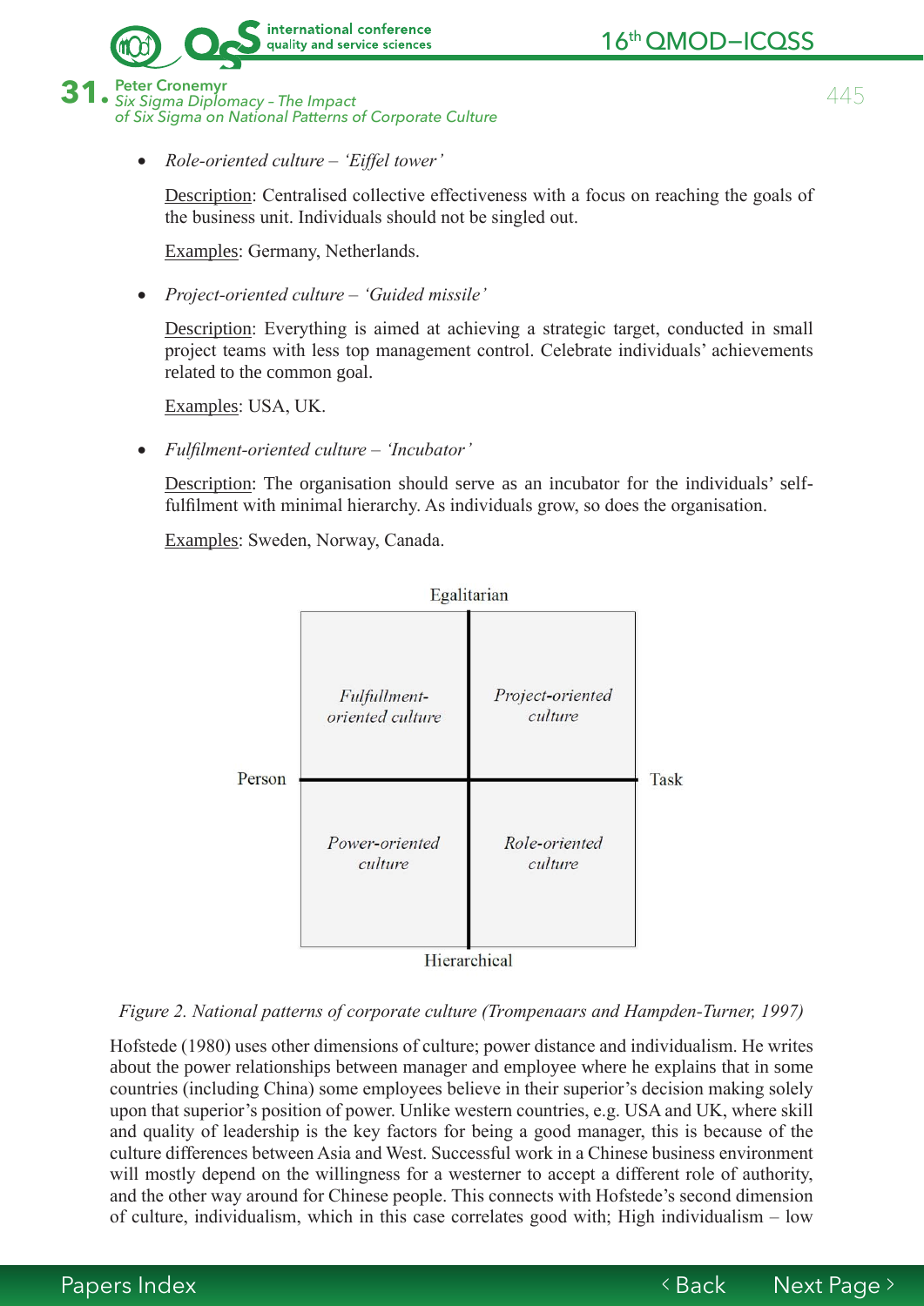- *Role-oriented culture – 'Eiffel tower'*

  Description: Centralised collective effectiveness with a focus on reaching the goals of the business unit. Individuals should not be singled out.

  Examples: Germany, Netherlands.

- *Project-oriented culture – 'Guided missile'*

  Description: Everything is aimed at achieving a strategic target, conducted in small project teams with less top management control. Celebrate individuals' achievements related to the common goal.

  Examples: USA, UK.

- *Fulfilment-oriented culture – 'Incubator'*

  Description: The organisation should serve as an incubator for the individuals' self-fulfilment with minimal hierarchy. As individuals grow, so does the organisation.

  Examples: Sweden, Norway, Canada.

| | Person | Task |
|---|---|---|
| **Egalitarian** | *Fulfillment-oriented culture* | *Project-oriented culture* |
| **Hierarchical** | *Power-oriented culture* | *Role-oriented culture* |

*Figure 2. National patterns of corporate culture (Trompenaars and Hampden-Turner, 1997)*

Hofstede (1980) uses other dimensions of culture; power distance and individualism. He writes about the power relationships between manager and employee where he explains that in some countries (including China) some employees believe in their superior's decision making solely upon that superior's position of power. Unlike western countries, e.g. USA and UK, where skill and quality of leadership is the key factors for being a good manager, this is because of the culture differences between Asia and West. Successful work in a Chinese business environment will mostly depend on the willingness for a westerner to accept a different role of authority, and the other way around for Chinese people. This connects with Hofstede's second dimension of culture, individualism, which in this case correlates good with; High individualism – low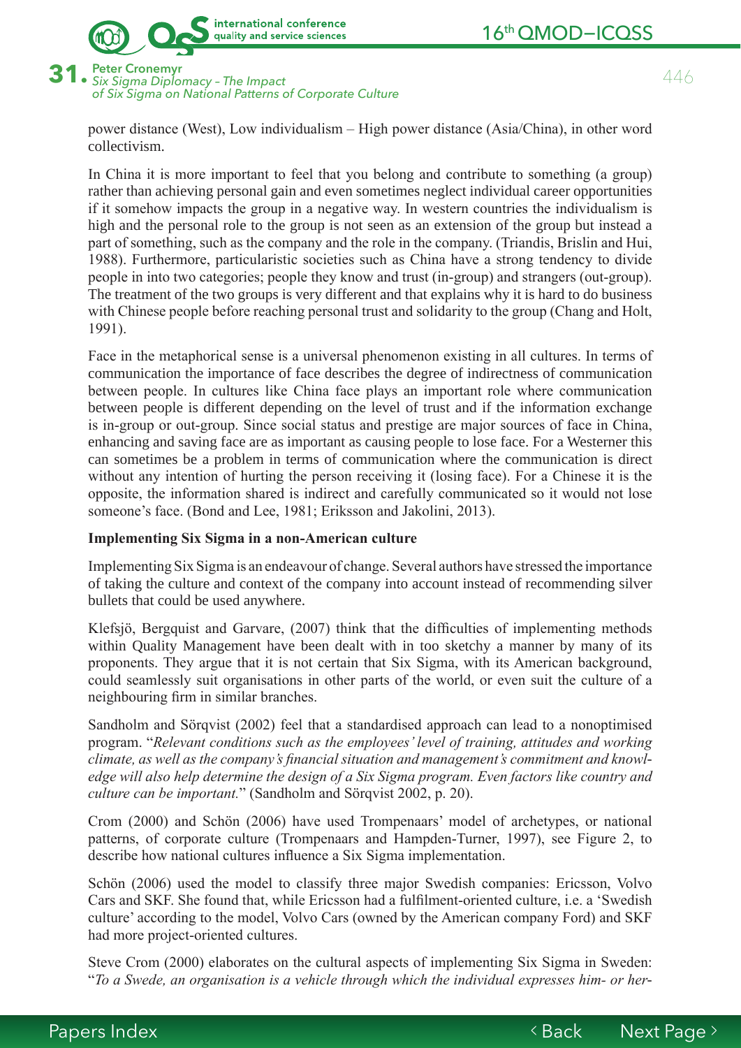power distance (West), Low individualism – High power distance (Asia/China), in other word collectivism.

In China it is more important to feel that you belong and contribute to something (a group) rather than achieving personal gain and even sometimes neglect individual career opportunities if it somehow impacts the group in a negative way. In western countries the individualism is high and the personal role to the group is not seen as an extension of the group but instead a part of something, such as the company and the role in the company. (Triandis, Brislin and Hui, 1988). Furthermore, particularistic societies such as China have a strong tendency to divide people in into two categories; people they know and trust (in-group) and strangers (out-group). The treatment of the two groups is very different and that explains why it is hard to do business with Chinese people before reaching personal trust and solidarity to the group (Chang and Holt, 1991).

Face in the metaphorical sense is a universal phenomenon existing in all cultures. In terms of communication the importance of face describes the degree of indirectness of communication between people. In cultures like China face plays an important role where communication between people is different depending on the level of trust and if the information exchange is in-group or out-group. Since social status and prestige are major sources of face in China, enhancing and saving face are as important as causing people to lose face. For a Westerner this can sometimes be a problem in terms of communication where the communication is direct without any intention of hurting the person receiving it (losing face). For a Chinese it is the opposite, the information shared is indirect and carefully communicated so it would not lose someone's face. (Bond and Lee, 1981; Eriksson and Jakolini, 2013).

**Implementing Six Sigma in a non-American culture**

Implementing Six Sigma is an endeavour of change. Several authors have stressed the importance of taking the culture and context of the company into account instead of recommending silver bullets that could be used anywhere.

Klefsjö, Bergquist and Garvare, (2007) think that the difficulties of implementing methods within Quality Management have been dealt with in too sketchy a manner by many of its proponents. They argue that it is not certain that Six Sigma, with its American background, could seamlessly suit organisations in other parts of the world, or even suit the culture of a neighbouring firm in similar branches.

Sandholm and Sörqvist (2002) feel that a standardised approach can lead to a nonoptimised program. "*Relevant conditions such as the employees' level of training, attitudes and working climate, as well as the company's financial situation and management's commitment and knowledge will also help determine the design of a Six Sigma program. Even factors like country and culture can be important.*" (Sandholm and Sörqvist 2002, p. 20).

Crom (2000) and Schön (2006) have used Trompenaars' model of archetypes, or national patterns, of corporate culture (Trompenaars and Hampden-Turner, 1997), see Figure 2, to describe how national cultures influence a Six Sigma implementation.

Schön (2006) used the model to classify three major Swedish companies: Ericsson, Volvo Cars and SKF. She found that, while Ericsson had a fulfilment-oriented culture, i.e. a 'Swedish culture' according to the model, Volvo Cars (owned by the American company Ford) and SKF had more project-oriented cultures.

Steve Crom (2000) elaborates on the cultural aspects of implementing Six Sigma in Sweden: "*To a Swede, an organisation is a vehicle through which the individual expresses him- or her-*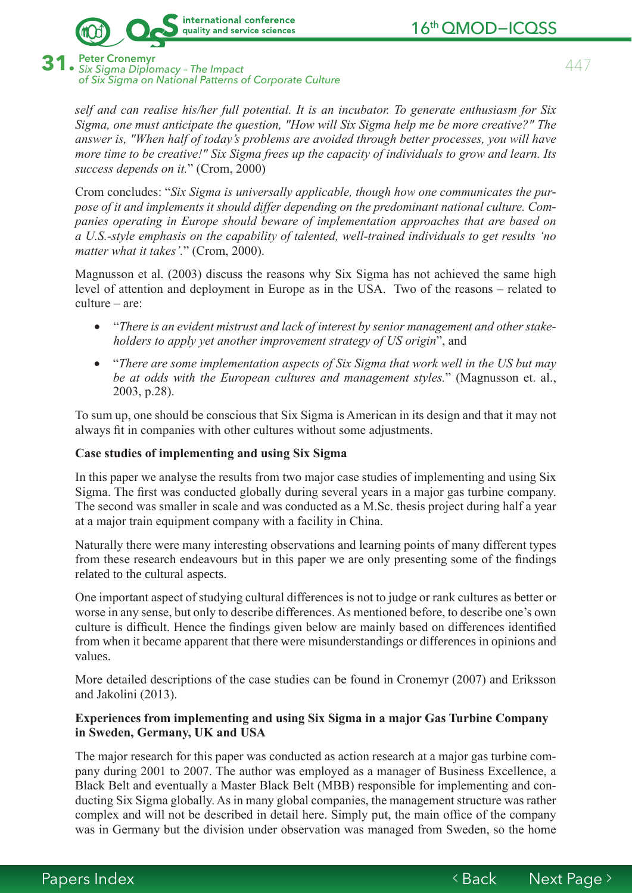*self and can realise his/her full potential. It is an incubator. To generate enthusiasm for Six Sigma, one must anticipate the question, "How will Six Sigma help me be more creative?" The answer is, "When half of today's problems are avoided through better processes, you will have more time to be creative!" Six Sigma frees up the capacity of individuals to grow and learn. Its success depends on it.*" (Crom, 2000)

Crom concludes: "*Six Sigma is universally applicable, though how one communicates the purpose of it and implements it should differ depending on the predominant national culture. Companies operating in Europe should beware of implementation approaches that are based on a U.S.-style emphasis on the capability of talented, well-trained individuals to get results 'no matter what it takes'.*" (Crom, 2000).

Magnusson et al. (2003) discuss the reasons why Six Sigma has not achieved the same high level of attention and deployment in Europe as in the USA. Two of the reasons – related to culture – are:

- "*There is an evident mistrust and lack of interest by senior management and other stakeholders to apply yet another improvement strategy of US origin*", and
- "*There are some implementation aspects of Six Sigma that work well in the US but may be at odds with the European cultures and management styles.*" (Magnusson et. al., 2003, p.28).

To sum up, one should be conscious that Six Sigma is American in its design and that it may not always fit in companies with other cultures without some adjustments.

**Case studies of implementing and using Six Sigma**

In this paper we analyse the results from two major case studies of implementing and using Six Sigma. The first was conducted globally during several years in a major gas turbine company. The second was smaller in scale and was conducted as a M.Sc. thesis project during half a year at a major train equipment company with a facility in China.

Naturally there were many interesting observations and learning points of many different types from these research endeavours but in this paper we are only presenting some of the findings related to the cultural aspects.

One important aspect of studying cultural differences is not to judge or rank cultures as better or worse in any sense, but only to describe differences. As mentioned before, to describe one's own culture is difficult. Hence the findings given below are mainly based on differences identified from when it became apparent that there were misunderstandings or differences in opinions and values.

More detailed descriptions of the case studies can be found in Cronemyr (2007) and Eriksson and Jakolini (2013).

**Experiences from implementing and using Six Sigma in a major Gas Turbine Company in Sweden, Germany, UK and USA**

The major research for this paper was conducted as action research at a major gas turbine company during 2001 to 2007. The author was employed as a manager of Business Excellence, a Black Belt and eventually a Master Black Belt (MBB) responsible for implementing and conducting Six Sigma globally. As in many global companies, the management structure was rather complex and will not be described in detail here. Simply put, the main office of the company was in Germany but the division under observation was managed from Sweden, so the home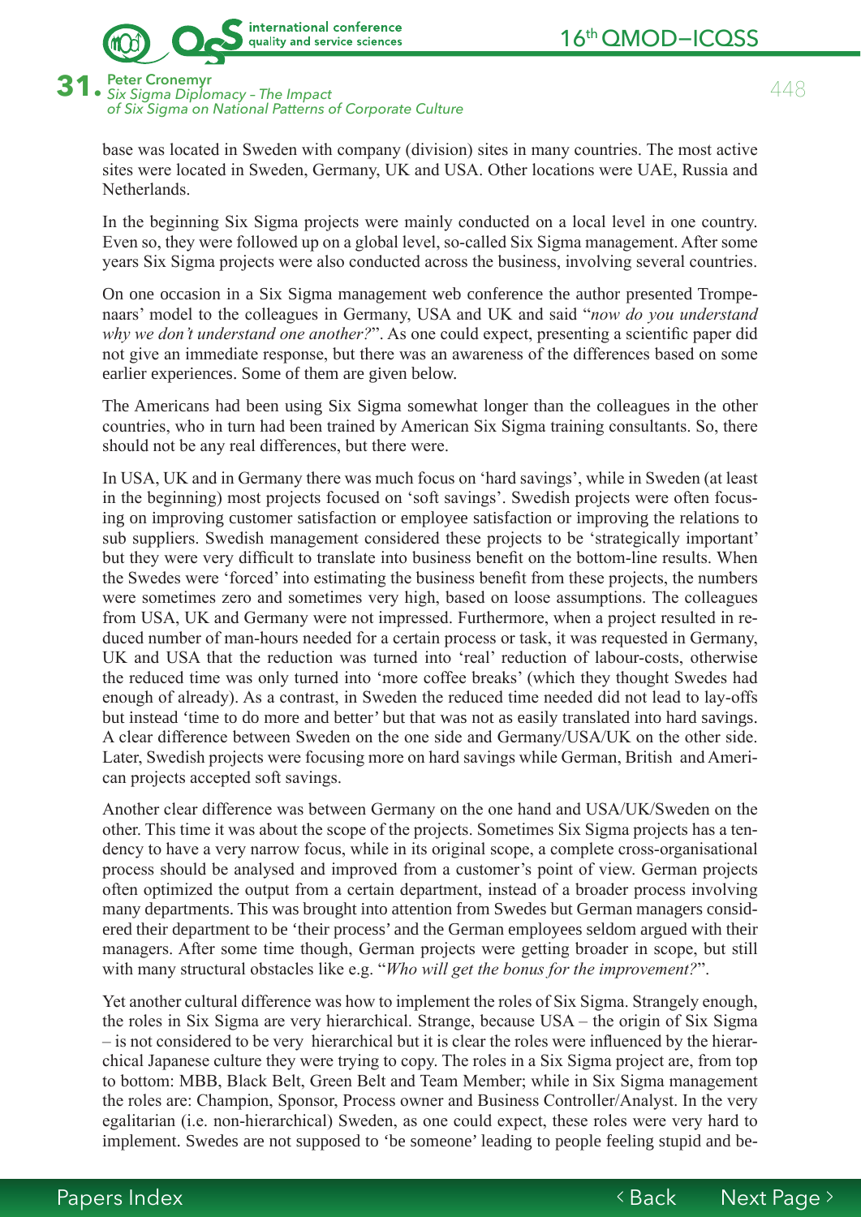base was located in Sweden with company (division) sites in many countries. The most active sites were located in Sweden, Germany, UK and USA. Other locations were UAE, Russia and Netherlands.

In the beginning Six Sigma projects were mainly conducted on a local level in one country. Even so, they were followed up on a global level, so-called Six Sigma management. After some years Six Sigma projects were also conducted across the business, involving several countries.

On one occasion in a Six Sigma management web conference the author presented Trompenaars' model to the colleagues in Germany, USA and UK and said "*now do you understand why we don't understand one another?*". As one could expect, presenting a scientific paper did not give an immediate response, but there was an awareness of the differences based on some earlier experiences. Some of them are given below.

The Americans had been using Six Sigma somewhat longer than the colleagues in the other countries, who in turn had been trained by American Six Sigma training consultants. So, there should not be any real differences, but there were.

In USA, UK and in Germany there was much focus on 'hard savings', while in Sweden (at least in the beginning) most projects focused on 'soft savings'. Swedish projects were often focusing on improving customer satisfaction or employee satisfaction or improving the relations to sub suppliers. Swedish management considered these projects to be 'strategically important' but they were very difficult to translate into business benefit on the bottom-line results. When the Swedes were 'forced' into estimating the business benefit from these projects, the numbers were sometimes zero and sometimes very high, based on loose assumptions. The colleagues from USA, UK and Germany were not impressed. Furthermore, when a project resulted in reduced number of man-hours needed for a certain process or task, it was requested in Germany, UK and USA that the reduction was turned into 'real' reduction of labour-costs, otherwise the reduced time was only turned into 'more coffee breaks' (which they thought Swedes had enough of already). As a contrast, in Sweden the reduced time needed did not lead to lay-offs but instead 'time to do more and better' but that was not as easily translated into hard savings. A clear difference between Sweden on the one side and Germany/USA/UK on the other side. Later, Swedish projects were focusing more on hard savings while German, British and American projects accepted soft savings.

Another clear difference was between Germany on the one hand and USA/UK/Sweden on the other. This time it was about the scope of the projects. Sometimes Six Sigma projects has a tendency to have a very narrow focus, while in its original scope, a complete cross-organisational process should be analysed and improved from a customer's point of view. German projects often optimized the output from a certain department, instead of a broader process involving many departments. This was brought into attention from Swedes but German managers considered their department to be 'their process' and the German employees seldom argued with their managers. After some time though, German projects were getting broader in scope, but still with many structural obstacles like e.g. "*Who will get the bonus for the improvement?*".

Yet another cultural difference was how to implement the roles of Six Sigma. Strangely enough, the roles in Six Sigma are very hierarchical. Strange, because USA – the origin of Six Sigma – is not considered to be very hierarchical but it is clear the roles were influenced by the hierarchical Japanese culture they were trying to copy. The roles in a Six Sigma project are, from top to bottom: MBB, Black Belt, Green Belt and Team Member; while in Six Sigma management the roles are: Champion, Sponsor, Process owner and Business Controller/Analyst. In the very egalitarian (i.e. non-hierarchical) Sweden, as one could expect, these roles were very hard to implement. Swedes are not supposed to 'be someone' leading to people feeling stupid and be-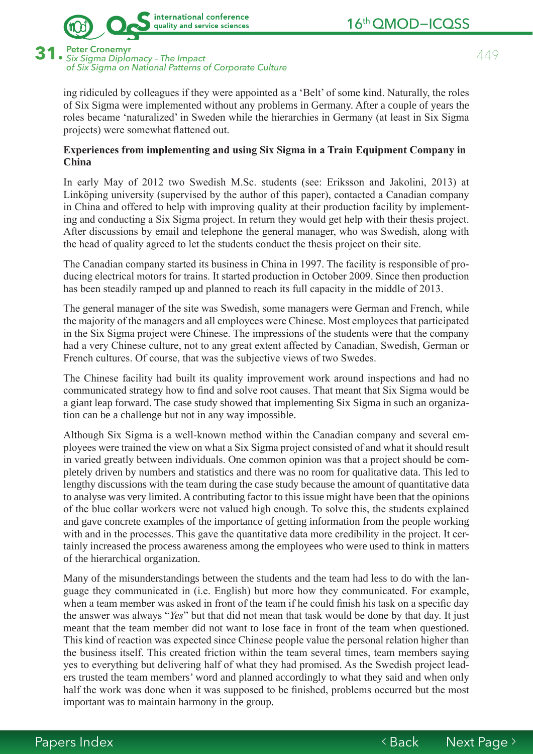ing ridiculed by colleagues if they were appointed as a 'Belt' of some kind. Naturally, the roles of Six Sigma were implemented without any problems in Germany. After a couple of years the roles became 'naturalized' in Sweden while the hierarchies in Germany (at least in Six Sigma projects) were somewhat flattened out.

**Experiences from implementing and using Six Sigma in a Train Equipment Company in China**

In early May of 2012 two Swedish M.Sc. students (see: Eriksson and Jakolini, 2013) at Linköping university (supervised by the author of this paper), contacted a Canadian company in China and offered to help with improving quality at their production facility by implementing and conducting a Six Sigma project. In return they would get help with their thesis project. After discussions by email and telephone the general manager, who was Swedish, along with the head of quality agreed to let the students conduct the thesis project on their site.

The Canadian company started its business in China in 1997. The facility is responsible of producing electrical motors for trains. It started production in October 2009. Since then production has been steadily ramped up and planned to reach its full capacity in the middle of 2013.

The general manager of the site was Swedish, some managers were German and French, while the majority of the managers and all employees were Chinese. Most employees that participated in the Six Sigma project were Chinese. The impressions of the students were that the company had a very Chinese culture, not to any great extent affected by Canadian, Swedish, German or French cultures. Of course, that was the subjective views of two Swedes.

The Chinese facility had built its quality improvement work around inspections and had no communicated strategy how to find and solve root causes. That meant that Six Sigma would be a giant leap forward. The case study showed that implementing Six Sigma in such an organization can be a challenge but not in any way impossible.

Although Six Sigma is a well-known method within the Canadian company and several employees were trained the view on what a Six Sigma project consisted of and what it should result in varied greatly between individuals. One common opinion was that a project should be completely driven by numbers and statistics and there was no room for qualitative data. This led to lengthy discussions with the team during the case study because the amount of quantitative data to analyse was very limited. A contributing factor to this issue might have been that the opinions of the blue collar workers were not valued high enough. To solve this, the students explained and gave concrete examples of the importance of getting information from the people working with and in the processes. This gave the quantitative data more credibility in the project. It certainly increased the process awareness among the employees who were used to think in matters of the hierarchical organization.

Many of the misunderstandings between the students and the team had less to do with the language they communicated in (i.e. English) but more how they communicated. For example, when a team member was asked in front of the team if he could finish his task on a specific day the answer was always "*Yes*" but that did not mean that task would be done by that day. It just meant that the team member did not want to lose face in front of the team when questioned. This kind of reaction was expected since Chinese people value the personal relation higher than the business itself. This created friction within the team several times, team members saying yes to everything but delivering half of what they had promised. As the Swedish project leaders trusted the team members' word and planned accordingly to what they said and when only half the work was done when it was supposed to be finished, problems occurred but the most important was to maintain harmony in the group.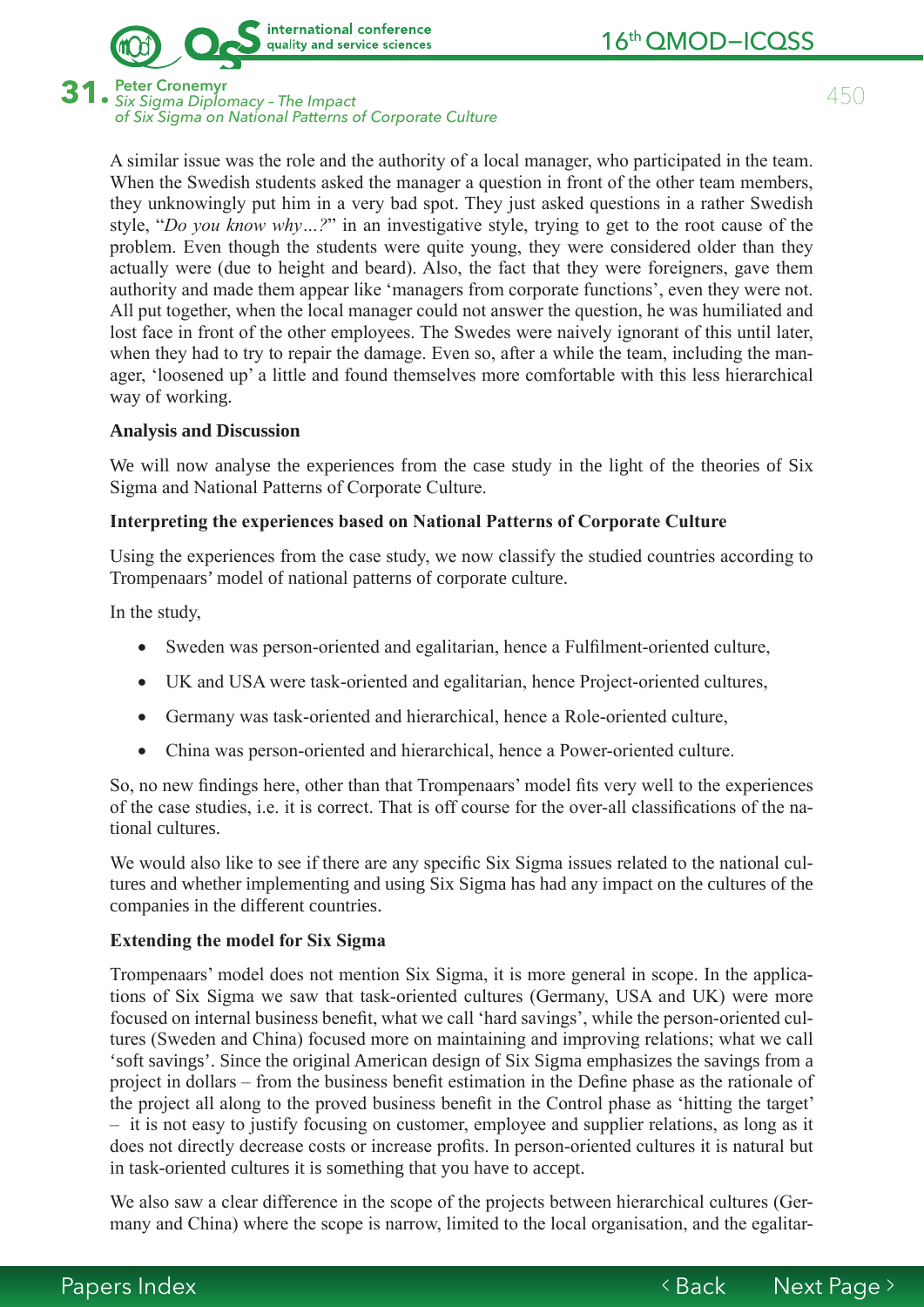A similar issue was the role and the authority of a local manager, who participated in the team. When the Swedish students asked the manager a question in front of the other team members, they unknowingly put him in a very bad spot. They just asked questions in a rather Swedish style, "*Do you know why…?*" in an investigative style, trying to get to the root cause of the problem. Even though the students were quite young, they were considered older than they actually were (due to height and beard). Also, the fact that they were foreigners, gave them authority and made them appear like 'managers from corporate functions', even they were not. All put together, when the local manager could not answer the question, he was humiliated and lost face in front of the other employees. The Swedes were naively ignorant of this until later, when they had to try to repair the damage. Even so, after a while the team, including the manager, 'loosened up' a little and found themselves more comfortable with this less hierarchical way of working.

**Analysis and Discussion**

We will now analyse the experiences from the case study in the light of the theories of Six Sigma and National Patterns of Corporate Culture.

**Interpreting the experiences based on National Patterns of Corporate Culture**

Using the experiences from the case study, we now classify the studied countries according to Trompenaars' model of national patterns of corporate culture.

In the study,

- Sweden was person-oriented and egalitarian, hence a Fulfilment-oriented culture,
- UK and USA were task-oriented and egalitarian, hence Project-oriented cultures,
- Germany was task-oriented and hierarchical, hence a Role-oriented culture,
- China was person-oriented and hierarchical, hence a Power-oriented culture.

So, no new findings here, other than that Trompenaars' model fits very well to the experiences of the case studies, i.e. it is correct. That is off course for the over-all classifications of the national cultures.

We would also like to see if there are any specific Six Sigma issues related to the national cultures and whether implementing and using Six Sigma has had any impact on the cultures of the companies in the different countries.

**Extending the model for Six Sigma**

Trompenaars' model does not mention Six Sigma, it is more general in scope. In the applications of Six Sigma we saw that task-oriented cultures (Germany, USA and UK) were more focused on internal business benefit, what we call 'hard savings', while the person-oriented cultures (Sweden and China) focused more on maintaining and improving relations; what we call 'soft savings'. Since the original American design of Six Sigma emphasizes the savings from a project in dollars – from the business benefit estimation in the Define phase as the rationale of the project all along to the proved business benefit in the Control phase as 'hitting the target' – it is not easy to justify focusing on customer, employee and supplier relations, as long as it does not directly decrease costs or increase profits. In person-oriented cultures it is natural but in task-oriented cultures it is something that you have to accept.

We also saw a clear difference in the scope of the projects between hierarchical cultures (Germany and China) where the scope is narrow, limited to the local organisation, and the egalitar-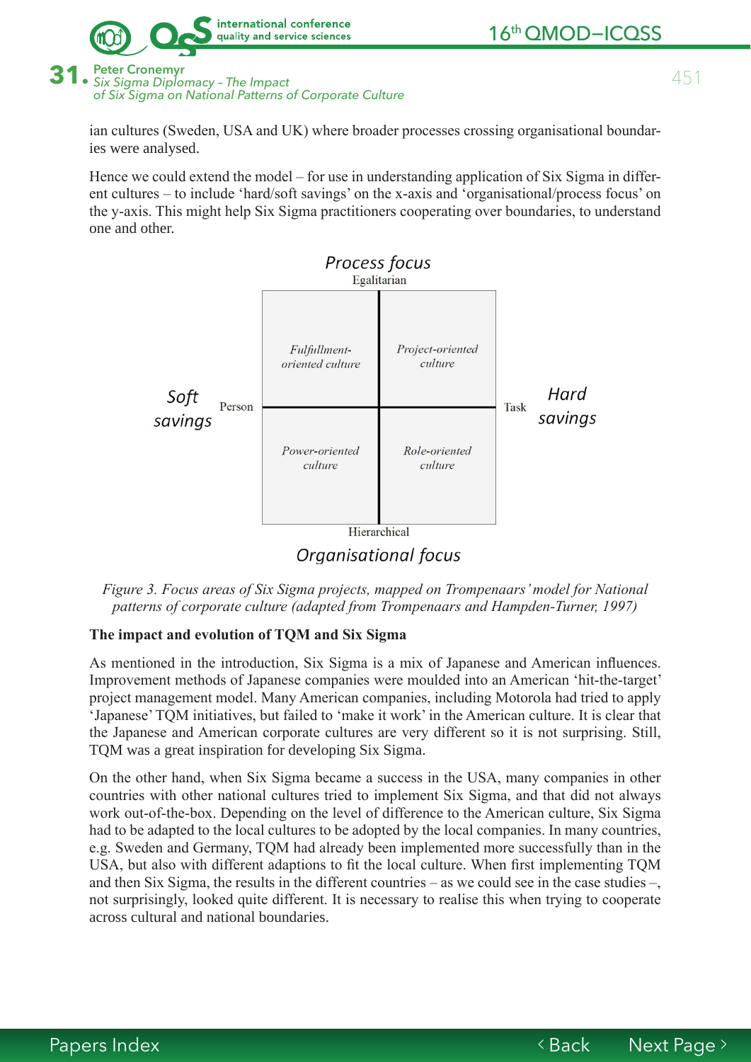ian cultures (Sweden, USA and UK) where broader processes crossing organisational boundaries were analysed.

Hence we could extend the model – for use in understanding application of Six Sigma in different cultures – to include 'hard/soft savings' on the x-axis and 'organisational/process focus' on the y-axis. This might help Six Sigma practitioners cooperating over boundaries, to understand one and other.

*Process focus*

Egalitarian

| | | |
|---|---|---|
| **Soft savings** — Person | *Fulfillment-oriented culture* | *Project-oriented culture* | 
| | *Power-oriented culture* | *Role-oriented culture* |

Task — **Hard savings**

Hierarchical

*Organisational focus*

*Figure 3. Focus areas of Six Sigma projects, mapped on Trompenaars' model for National patterns of corporate culture (adapted from Trompenaars and Hampden-Turner, 1997)*

**The impact and evolution of TQM and Six Sigma**

As mentioned in the introduction, Six Sigma is a mix of Japanese and American influences. Improvement methods of Japanese companies were moulded into an American 'hit-the-target' project management model. Many American companies, including Motorola had tried to apply 'Japanese' TQM initiatives, but failed to 'make it work' in the American culture. It is clear that the Japanese and American corporate cultures are very different so it is not surprising. Still, TQM was a great inspiration for developing Six Sigma.

On the other hand, when Six Sigma became a success in the USA, many companies in other countries with other national cultures tried to implement Six Sigma, and that did not always work out-of-the-box. Depending on the level of difference to the American culture, Six Sigma had to be adapted to the local cultures to be adopted by the local companies. In many countries, e.g. Sweden and Germany, TQM had already been implemented more successfully than in the USA, but also with different adaptions to fit the local culture. When first implementing TQM and then Six Sigma, the results in the different countries – as we could see in the case studies –, not surprisingly, looked quite different. It is necessary to realise this when trying to cooperate across cultural and national boundaries.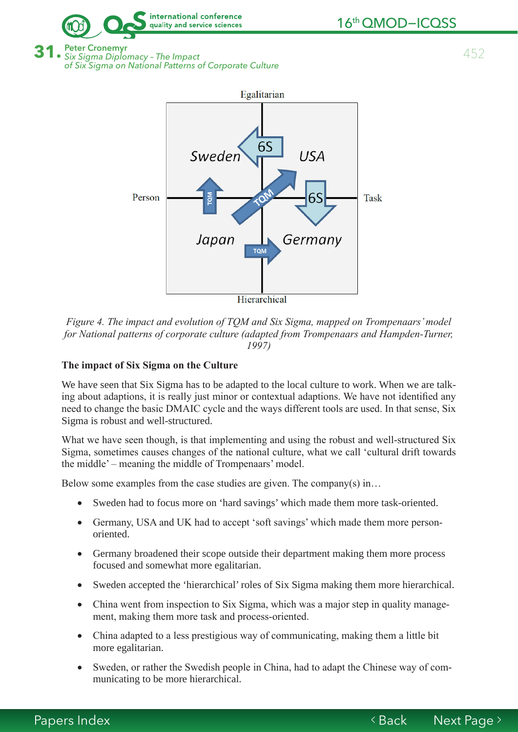Figure 4. The impact and evolution of TQM and Six Sigma, mapped on Trompenaars' model for National patterns of corporate culture (adapted from Trompenaars and Hampden-Turner, 1997)

### The impact of Six Sigma on the Culture

We have seen that Six Sigma has to be adapted to the local culture to work. When we are talking about adaptions, it is really just minor or contextual adaptions. We have not identified any need to change the basic DMAIC cycle and the ways different tools are used. In that sense, Six Sigma is robust and well-structured.

What we have seen though, is that implementing and using the robust and well-structured Six Sigma, sometimes causes changes of the national culture, what we call 'cultural drift towards the middle' – meaning the middle of Trompenaars' model.

Below some examples from the case studies are given. The company(s) in…

- Sweden had to focus more on 'hard savings' which made them more task-oriented.
- Germany, USA and UK had to accept 'soft savings' which made them more person-oriented.
- Germany broadened their scope outside their department making them more process focused and somewhat more egalitarian.
- Sweden accepted the 'hierarchical' roles of Six Sigma making them more hierarchical.
- China went from inspection to Six Sigma, which was a major step in quality management, making them more task and process-oriented.
- China adapted to a less prestigious way of communicating, making them a little bit more egalitarian.
- Sweden, or rather the Swedish people in China, had to adapt the Chinese way of communicating to be more hierarchical.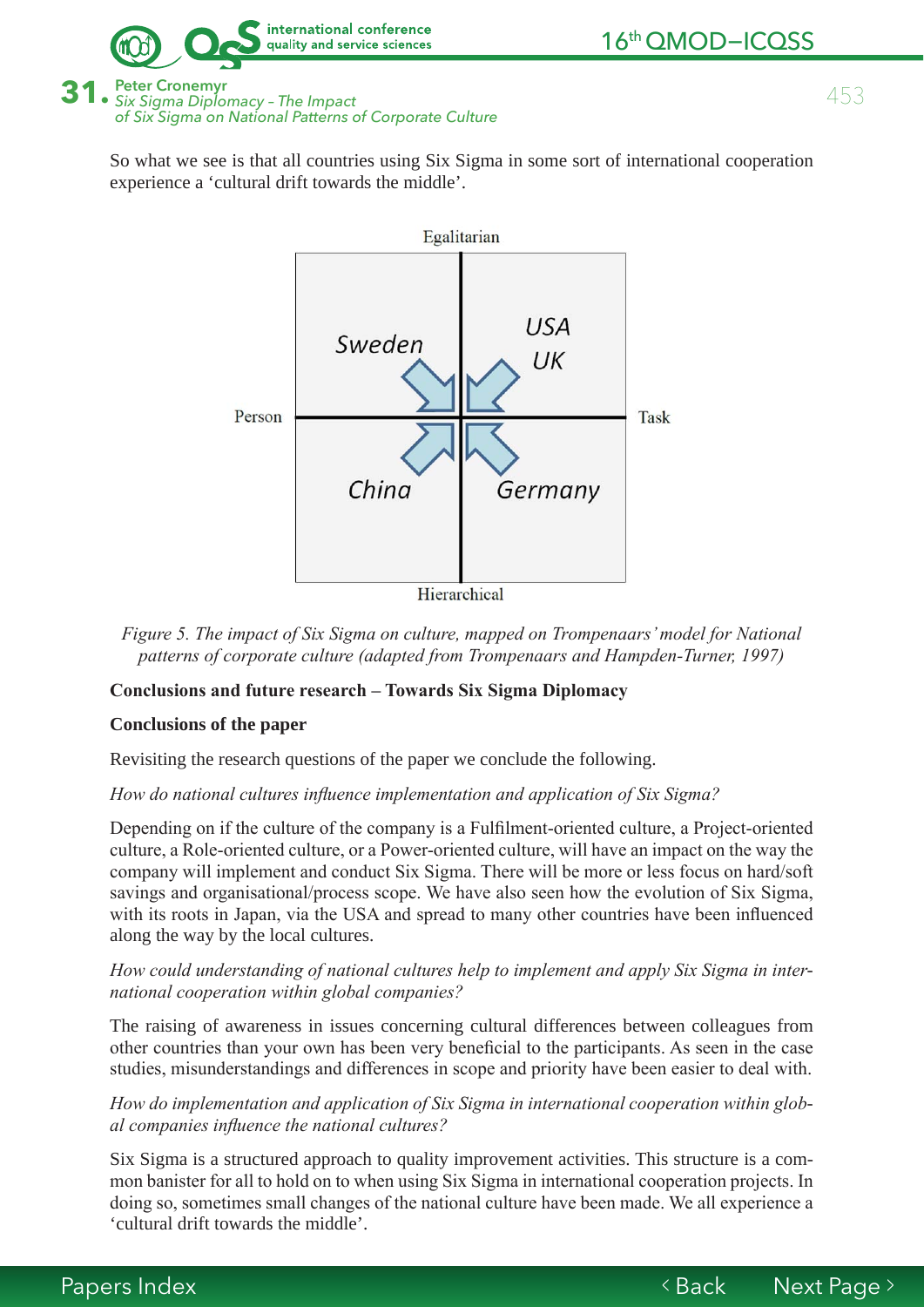So what we see is that all countries using Six Sigma in some sort of international cooperation experience a 'cultural drift towards the middle'.

*Figure 5. The impact of Six Sigma on culture, mapped on Trompenaars' model for National patterns of corporate culture (adapted from Trompenaars and Hampden-Turner, 1997)*

## Conclusions and future research – Towards Six Sigma Diplomacy

### Conclusions of the paper

Revisiting the research questions of the paper we conclude the following.

*How do national cultures influence implementation and application of Six Sigma?*

Depending on if the culture of the company is a Fulfilment-oriented culture, a Project-oriented culture, a Role-oriented culture, or a Power-oriented culture, will have an impact on the way the company will implement and conduct Six Sigma. There will be more or less focus on hard/soft savings and organisational/process scope. We have also seen how the evolution of Six Sigma, with its roots in Japan, via the USA and spread to many other countries have been influenced along the way by the local cultures.

*How could understanding of national cultures help to implement and apply Six Sigma in international cooperation within global companies?*

The raising of awareness in issues concerning cultural differences between colleagues from other countries than your own has been very beneficial to the participants. As seen in the case studies, misunderstandings and differences in scope and priority have been easier to deal with.

*How do implementation and application of Six Sigma in international cooperation within global companies influence the national cultures?*

Six Sigma is a structured approach to quality improvement activities. This structure is a common banister for all to hold on to when using Six Sigma in international cooperation projects. In doing so, sometimes small changes of the national culture have been made. We all experience a 'cultural drift towards the middle'.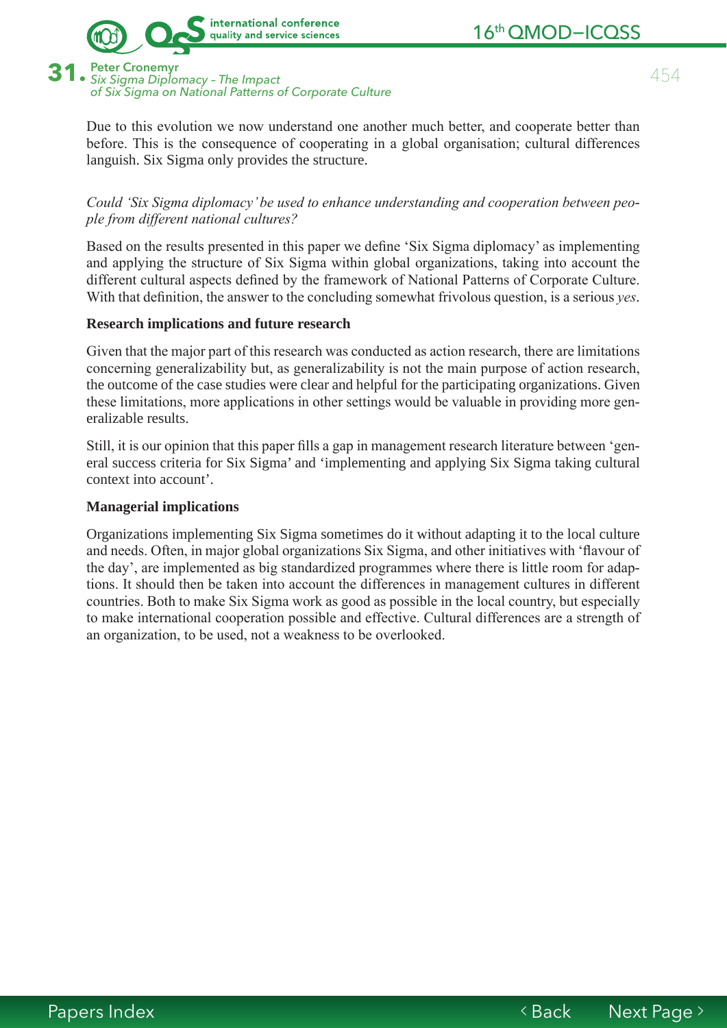Due to this evolution we now understand one another much better, and cooperate better than before. This is the consequence of cooperating in a global organisation; cultural differences languish. Six Sigma only provides the structure.

*Could 'Six Sigma diplomacy' be used to enhance understanding and cooperation between people from different national cultures?*

Based on the results presented in this paper we define 'Six Sigma diplomacy' as implementing and applying the structure of Six Sigma within global organizations, taking into account the different cultural aspects defined by the framework of National Patterns of Corporate Culture. With that definition, the answer to the concluding somewhat frivolous question, is a serious *yes*.

**Research implications and future research**

Given that the major part of this research was conducted as action research, there are limitations concerning generalizability but, as generalizability is not the main purpose of action research, the outcome of the case studies were clear and helpful for the participating organizations. Given these limitations, more applications in other settings would be valuable in providing more generalizable results.

Still, it is our opinion that this paper fills a gap in management research literature between 'general success criteria for Six Sigma' and 'implementing and applying Six Sigma taking cultural context into account'.

**Managerial implications**

Organizations implementing Six Sigma sometimes do it without adapting it to the local culture and needs. Often, in major global organizations Six Sigma, and other initiatives with 'flavour of the day', are implemented as big standardized programmes where there is little room for adaptions. It should then be taken into account the differences in management cultures in different countries. Both to make Six Sigma work as good as possible in the local country, but especially to make international cooperation possible and effective. Cultural differences are a strength of an organization, to be used, not a weakness to be overlooked.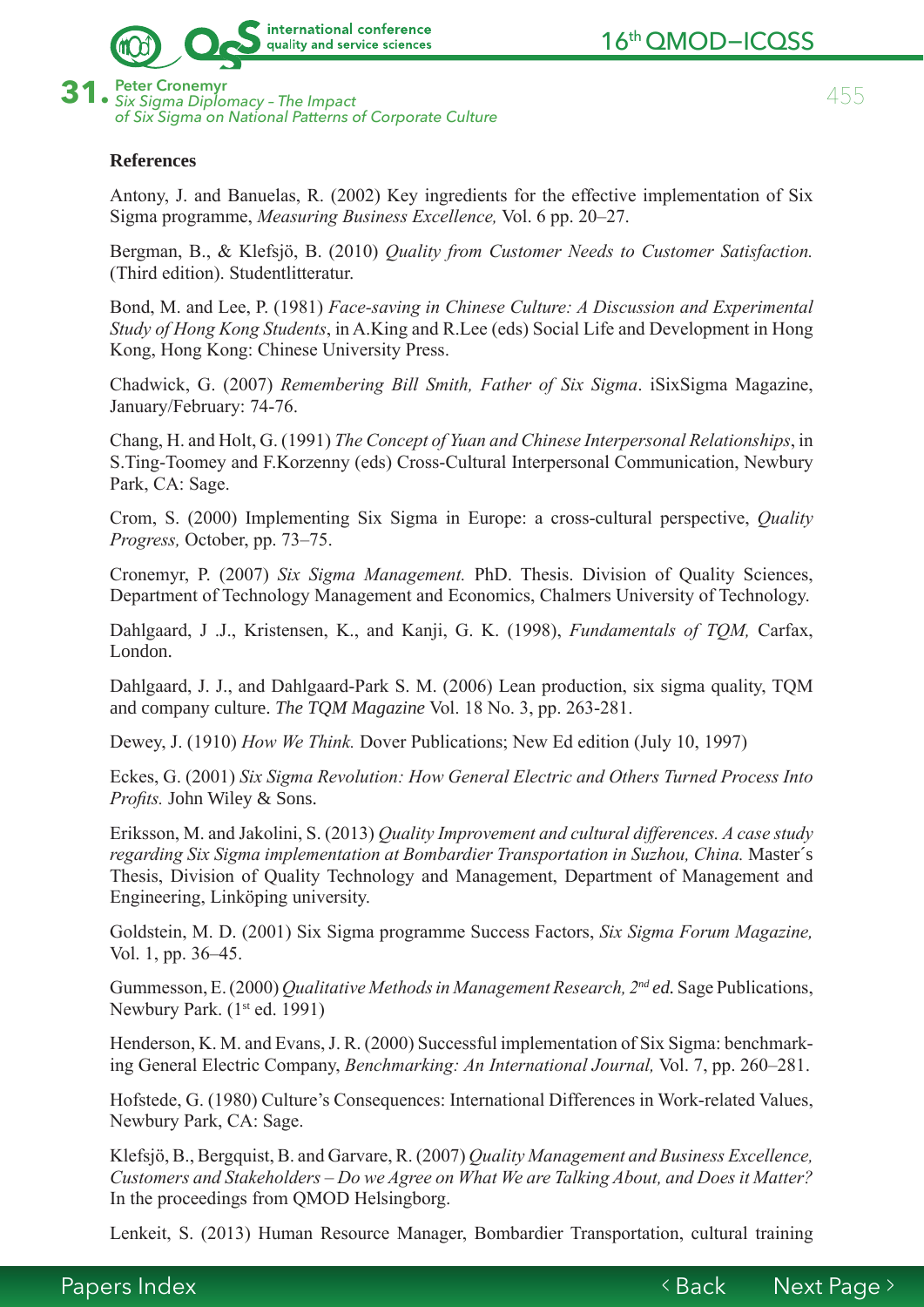**References**

Antony, J. and Banuelas, R. (2002) Key ingredients for the effective implementation of Six Sigma programme, *Measuring Business Excellence,* Vol. 6 pp. 20–27.

Bergman, B., & Klefsjö, B. (2010) *Quality from Customer Needs to Customer Satisfaction.* (Third edition). Studentlitteratur.

Bond, M. and Lee, P. (1981) *Face-saving in Chinese Culture: A Discussion and Experimental Study of Hong Kong Students*, in A.King and R.Lee (eds) Social Life and Development in Hong Kong, Hong Kong: Chinese University Press.

Chadwick, G. (2007) *Remembering Bill Smith, Father of Six Sigma*. iSixSigma Magazine, January/February: 74-76.

Chang, H. and Holt, G. (1991) *The Concept of Yuan and Chinese Interpersonal Relationships*, in S.Ting-Toomey and F.Korzenny (eds) Cross-Cultural Interpersonal Communication, Newbury Park, CA: Sage.

Crom, S. (2000) Implementing Six Sigma in Europe: a cross-cultural perspective, *Quality Progress,* October, pp. 73–75.

Cronemyr, P. (2007) *Six Sigma Management.* PhD. Thesis. Division of Quality Sciences, Department of Technology Management and Economics, Chalmers University of Technology.

Dahlgaard, J .J., Kristensen, K., and Kanji, G. K. (1998), *Fundamentals of TQM,* Carfax, London.

Dahlgaard, J. J., and Dahlgaard-Park S. M. (2006) Lean production, six sigma quality, TQM and company culture. *The TQM Magazine* Vol. 18 No. 3, pp. 263-281.

Dewey, J. (1910) *How We Think.* Dover Publications; New Ed edition (July 10, 1997)

Eckes, G. (2001) *Six Sigma Revolution: How General Electric and Others Turned Process Into Profits.* John Wiley & Sons.

Eriksson, M. and Jakolini, S. (2013) *Quality Improvement and cultural differences. A case study regarding Six Sigma implementation at Bombardier Transportation in Suzhou, China.* Master´s Thesis, Division of Quality Technology and Management, Department of Management and Engineering, Linköping university.

Goldstein, M. D. (2001) Six Sigma programme Success Factors, *Six Sigma Forum Magazine,* Vol. 1, pp. 36–45.

Gummesson, E. (2000) *Qualitative Methods in Management Research, 2nd ed.* Sage Publications, Newbury Park. (1st ed. 1991)

Henderson, K. M. and Evans, J. R. (2000) Successful implementation of Six Sigma: benchmarking General Electric Company, *Benchmarking: An International Journal,* Vol. 7, pp. 260–281.

Hofstede, G. (1980) Culture's Consequences: International Differences in Work-related Values, Newbury Park, CA: Sage.

Klefsjö, B., Bergquist, B. and Garvare, R. (2007) *Quality Management and Business Excellence, Customers and Stakeholders – Do we Agree on What We are Talking About, and Does it Matter?* In the proceedings from QMOD Helsingborg.

Lenkeit, S. (2013) Human Resource Manager, Bombardier Transportation, cultural training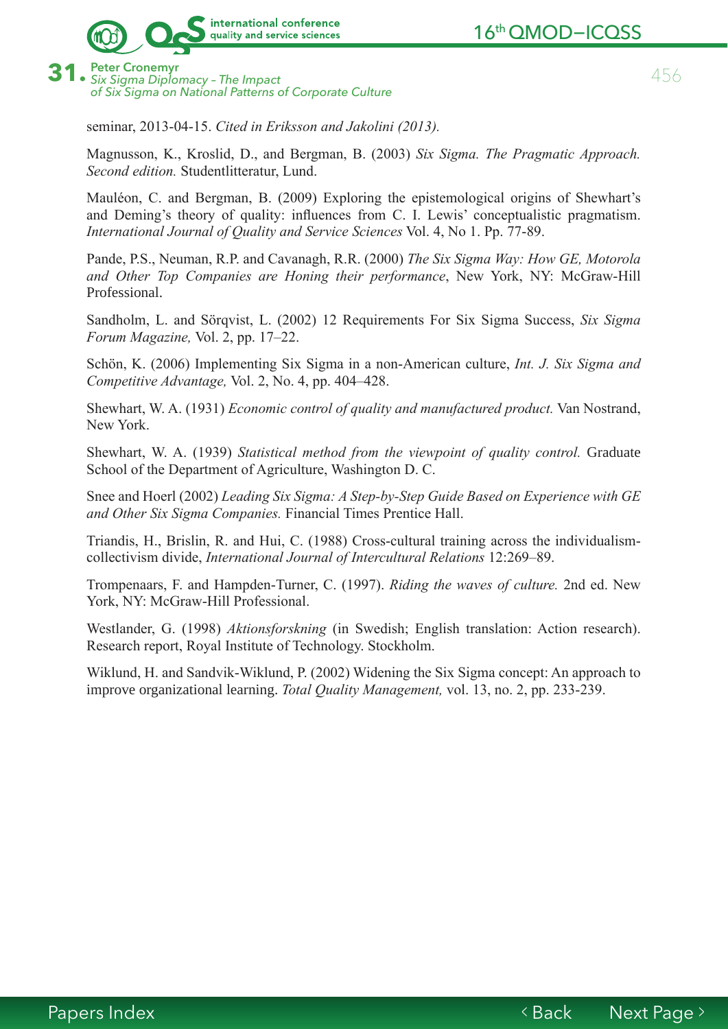seminar, 2013-04-15. *Cited in Eriksson and Jakolini (2013).*

Magnusson, K., Kroslid, D., and Bergman, B. (2003) *Six Sigma. The Pragmatic Approach. Second edition.* Studentlitteratur, Lund.

Mauléon, C. and Bergman, B. (2009) Exploring the epistemological origins of Shewhart's and Deming's theory of quality: influences from C. I. Lewis' conceptualistic pragmatism. *International Journal of Quality and Service Sciences* Vol. 4, No 1. Pp. 77-89.

Pande, P.S., Neuman, R.P. and Cavanagh, R.R. (2000) *The Six Sigma Way: How GE, Motorola and Other Top Companies are Honing their performance*, New York, NY: McGraw-Hill Professional.

Sandholm, L. and Sörqvist, L. (2002) 12 Requirements For Six Sigma Success, *Six Sigma Forum Magazine,* Vol. 2, pp. 17–22.

Schön, K. (2006) Implementing Six Sigma in a non-American culture, *Int. J. Six Sigma and Competitive Advantage,* Vol. 2, No. 4, pp. 404–428.

Shewhart, W. A. (1931) *Economic control of quality and manufactured product.* Van Nostrand, New York.

Shewhart, W. A. (1939) *Statistical method from the viewpoint of quality control.* Graduate School of the Department of Agriculture, Washington D. C.

Snee and Hoerl (2002) *Leading Six Sigma: A Step-by-Step Guide Based on Experience with GE and Other Six Sigma Companies.* Financial Times Prentice Hall.

Triandis, H., Brislin, R. and Hui, C. (1988) Cross-cultural training across the individualism-collectivism divide, *International Journal of Intercultural Relations* 12:269–89.

Trompenaars, F. and Hampden-Turner, C. (1997). *Riding the waves of culture.* 2nd ed. New York, NY: McGraw-Hill Professional.

Westlander, G. (1998) *Aktionsforskning* (in Swedish; English translation: Action research). Research report, Royal Institute of Technology. Stockholm.

Wiklund, H. and Sandvik-Wiklund, P. (2002) Widening the Six Sigma concept: An approach to improve organizational learning. *Total Quality Management,* vol. 13, no. 2, pp. 233-239.